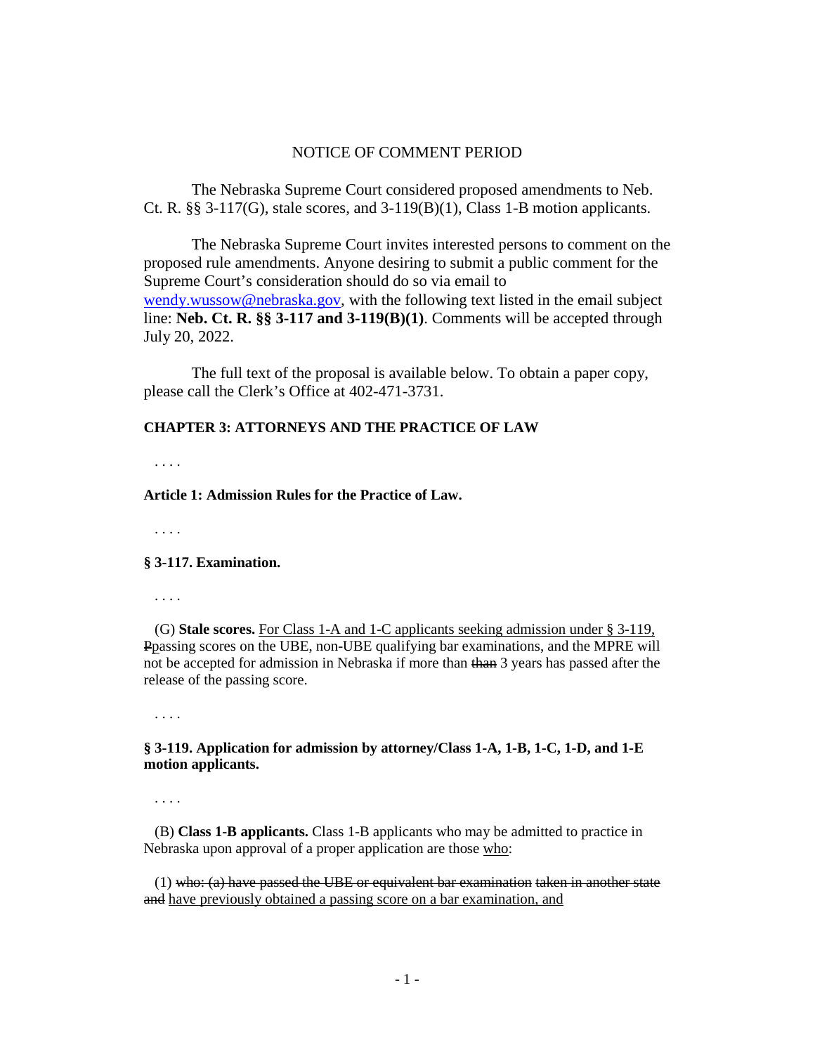NOTICE OF COMMENT PERIOD

The Nebraska Supreme Court considered proposed amendments to Neb. Ct. R. §§ 3-117(G), stale scores, and 3-119(B)(1), Class 1-B motion applicants.

The Nebraska Supreme Court invites interested persons to comment on the proposed rule amendments. Anyone desiring to submit a public comment for the Supreme Court's consideration should do so via email to [wendy.wussow@nebraska.gov](mailto:wendy.wussow@nebraska.gov), with the following text listed in the email subject line: **Neb. Ct. R. §§ 3-117 and 3-119(B)(1)**. Comments will be accepted through July 20, 2022.

The full text of the proposal is available below. To obtain a paper copy, please call the Clerk's Office at 402-471-3731.

**CHAPTER 3: ATTORNEYS AND THE PRACTICE OF LAW**

. . . .

**Article 1: Admission Rules for the Practice of Law.**

. . . .

**§ 3-117. Examination.**

. . . .

(G) **Stale scores.** <u>For Class 1-A and 1-C applicants seeking admission under § 3-119,</u> ~~P~~<u>p</u>assing scores on the UBE, non-UBE qualifying bar examinations, and the MPRE will not be accepted for admission in Nebraska if more than ~~than~~ 3 years has passed after the release of the passing score.

. . . .

**§ 3-119. Application for admission by attorney/Class 1-A, 1-B, 1-C, 1-D, and 1-E motion applicants.**

. . . .

(B) **Class 1-B applicants.** Class 1-B applicants who may be admitted to practice in Nebraska upon approval of a proper application are those <u>who</u>:

(1) ~~who: (a) have passed the UBE or equivalent bar examination~~ ~~taken in another state and~~ <u>have previously obtained a passing score on a bar examination, and</u>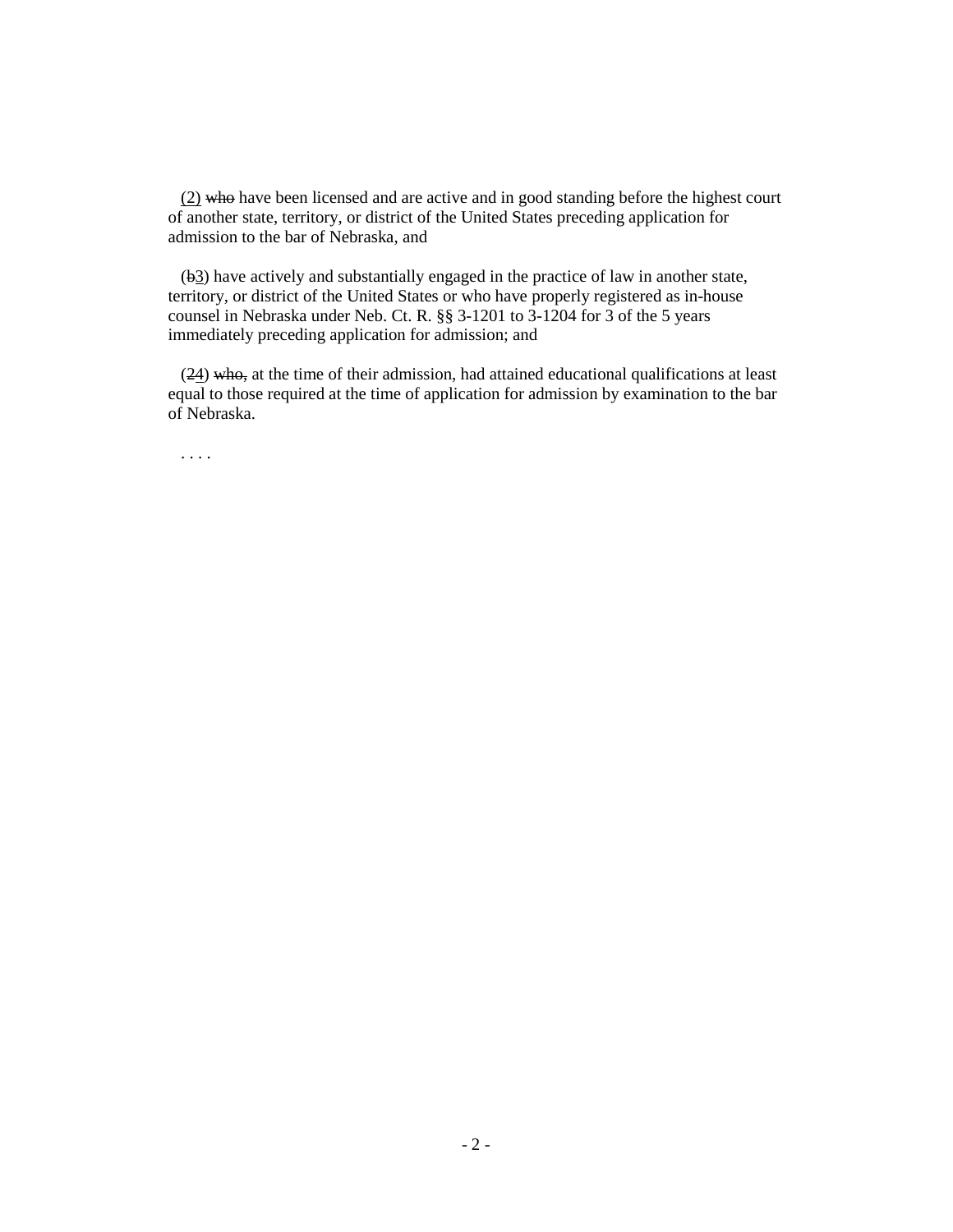(2) ~~who~~ have been licensed and are active and in good standing before the highest court of another state, territory, or district of the United States preceding application for admission to the bar of Nebraska, and

(~~b~~3) have actively and substantially engaged in the practice of law in another state, territory, or district of the United States or who have properly registered as in-house counsel in Nebraska under Neb. Ct. R. §§ 3-1201 to 3-1204 for 3 of the 5 years immediately preceding application for admission; and

(~~2~~4) ~~who,~~ at the time of their admission, had attained educational qualifications at least equal to those required at the time of application for admission by examination to the bar of Nebraska.

. . . .